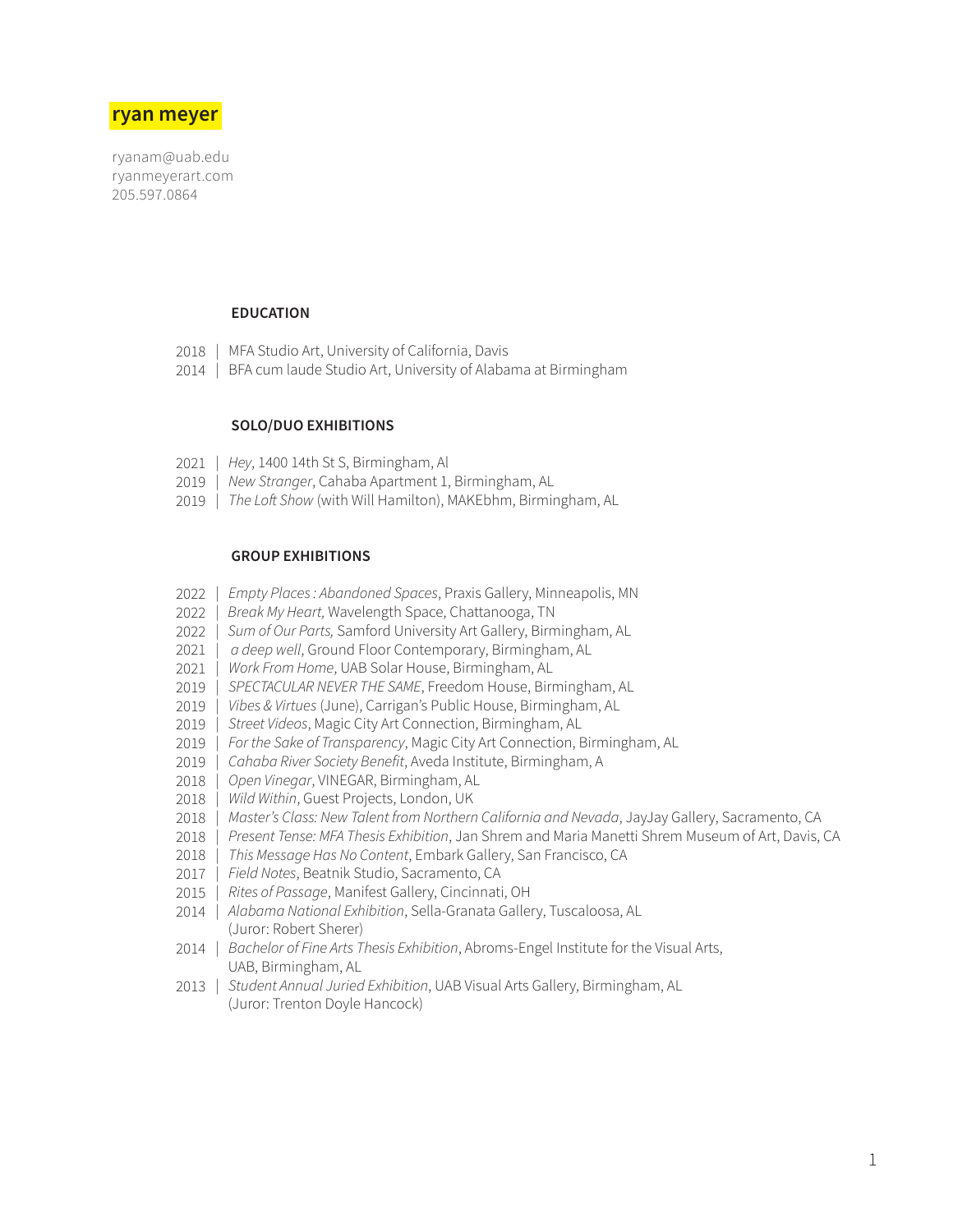# ryan meyer

ryanam@uab.edu
ryanmeyerart.com
205.597.0864

## EDUCATION

2018 | MFA Studio Art, University of California, Davis
2014 | BFA cum laude Studio Art, University of Alabama at Birmingham

## SOLO/DUO EXHIBITIONS

2021 | *Hey*, 1400 14th St S, Birmingham, Al
2019 | *New Stranger*, Cahaba Apartment 1, Birmingham, AL
2019 | *The Loft Show* (with Will Hamilton), MAKEbhm, Birmingham, AL

## GROUP EXHIBITIONS

2022 | *Empty Places : Abandoned Spaces*, Praxis Gallery, Minneapolis, MN
2022 | *Break My Heart,* Wavelength Space, Chattanooga, TN
2022 | *Sum of Our Parts,* Samford University Art Gallery, Birmingham, AL
2021 | *a deep well*, Ground Floor Contemporary, Birmingham, AL
2021 | *Work From Home*, UAB Solar House, Birmingham, AL
2019 | *SPECTACULAR NEVER THE SAME*, Freedom House, Birmingham, AL
2019 | *Vibes & Virtues* (June), Carrigan's Public House, Birmingham, AL
2019 | *Street Videos*, Magic City Art Connection, Birmingham, AL
2019 | *For the Sake of Transparency*, Magic City Art Connection, Birmingham, AL
2019 | *Cahaba River Society Benefit*, Aveda Institute, Birmingham, A
2018 | *Open Vinegar*, VINEGAR, Birmingham, AL
2018 | *Wild Within*, Guest Projects, London, UK
2018 | *Master's Class: New Talent from Northern California and Nevada*, JayJay Gallery, Sacramento, CA
2018 | *Present Tense: MFA Thesis Exhibition*, Jan Shrem and Maria Manetti Shrem Museum of Art, Davis, CA
2018 | *This Message Has No Content*, Embark Gallery, San Francisco, CA
2017 | *Field Notes*, Beatnik Studio, Sacramento, CA
2015 | *Rites of Passage*, Manifest Gallery, Cincinnati, OH
2014 | *Alabama National Exhibition*, Sella-Granata Gallery, Tuscaloosa, AL (Juror: Robert Sherer)
2014 | *Bachelor of Fine Arts Thesis Exhibition*, Abroms-Engel Institute for the Visual Arts, UAB, Birmingham, AL
2013 | *Student Annual Juried Exhibition*, UAB Visual Arts Gallery, Birmingham, AL (Juror: Trenton Doyle Hancock)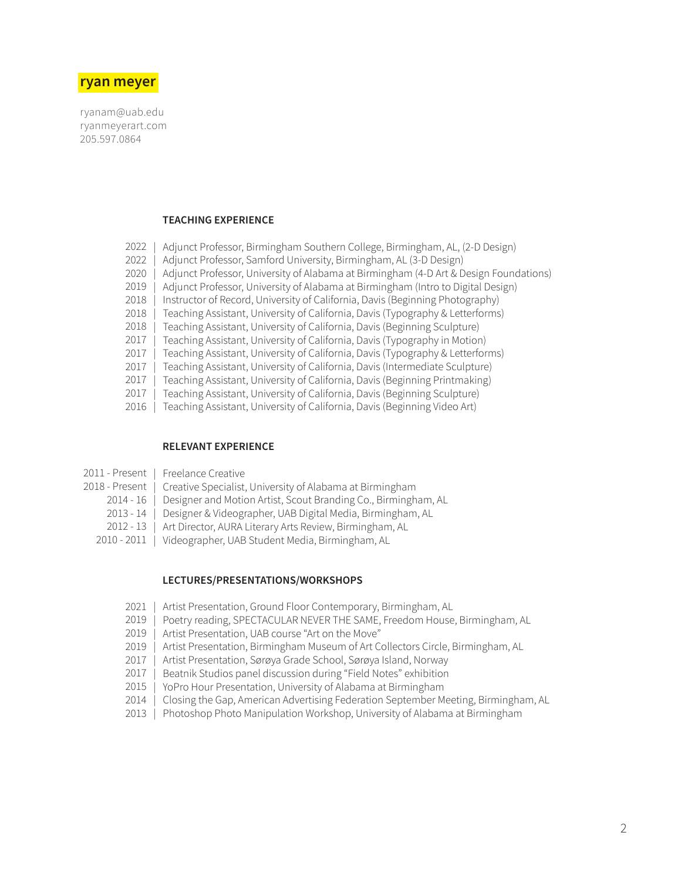**ryan meyer**

ryanam@uab.edu
ryanmeyerart.com
205.597.0864

## TEACHING EXPERIENCE

2022 | Adjunct Professor, Birmingham Southern College, Birmingham, AL, (2-D Design)
2022 | Adjunct Professor, Samford University, Birmingham, AL (3-D Design)
2020 | Adjunct Professor, University of Alabama at Birmingham (4-D Art & Design Foundations)
2019 | Adjunct Professor, University of Alabama at Birmingham (Intro to Digital Design)
2018 | Instructor of Record, University of California, Davis (Beginning Photography)
2018 | Teaching Assistant, University of California, Davis (Typography & Letterforms)
2018 | Teaching Assistant, University of California, Davis (Beginning Sculpture)
2017 | Teaching Assistant, University of California, Davis (Typography in Motion)
2017 | Teaching Assistant, University of California, Davis (Typography & Letterforms)
2017 | Teaching Assistant, University of California, Davis (Intermediate Sculpture)
2017 | Teaching Assistant, University of California, Davis (Beginning Printmaking)
2017 | Teaching Assistant, University of California, Davis (Beginning Sculpture)
2016 | Teaching Assistant, University of California, Davis (Beginning Video Art)

## RELEVANT EXPERIENCE

2011 - Present | Freelance Creative
2018 - Present | Creative Specialist, University of Alabama at Birmingham
2014 - 16 | Designer and Motion Artist, Scout Branding Co., Birmingham, AL
2013 - 14 | Designer & Videographer, UAB Digital Media, Birmingham, AL
2012 - 13 | Art Director, AURA Literary Arts Review, Birmingham, AL
2010 - 2011 | Videographer, UAB Student Media, Birmingham, AL

## LECTURES/PRESENTATIONS/WORKSHOPS

2021 | Artist Presentation, Ground Floor Contemporary, Birmingham, AL
2019 | Poetry reading, SPECTACULAR NEVER THE SAME, Freedom House, Birmingham, AL
2019 | Artist Presentation, UAB course "Art on the Move"
2019 | Artist Presentation, Birmingham Museum of Art Collectors Circle, Birmingham, AL
2017 | Artist Presentation, Sørøya Grade School, Sørøya Island, Norway
2017 | Beatnik Studios panel discussion during "Field Notes" exhibition
2015 | YoPro Hour Presentation, University of Alabama at Birmingham
2014 | Closing the Gap, American Advertising Federation September Meeting, Birmingham, AL
2013 | Photoshop Photo Manipulation Workshop, University of Alabama at Birmingham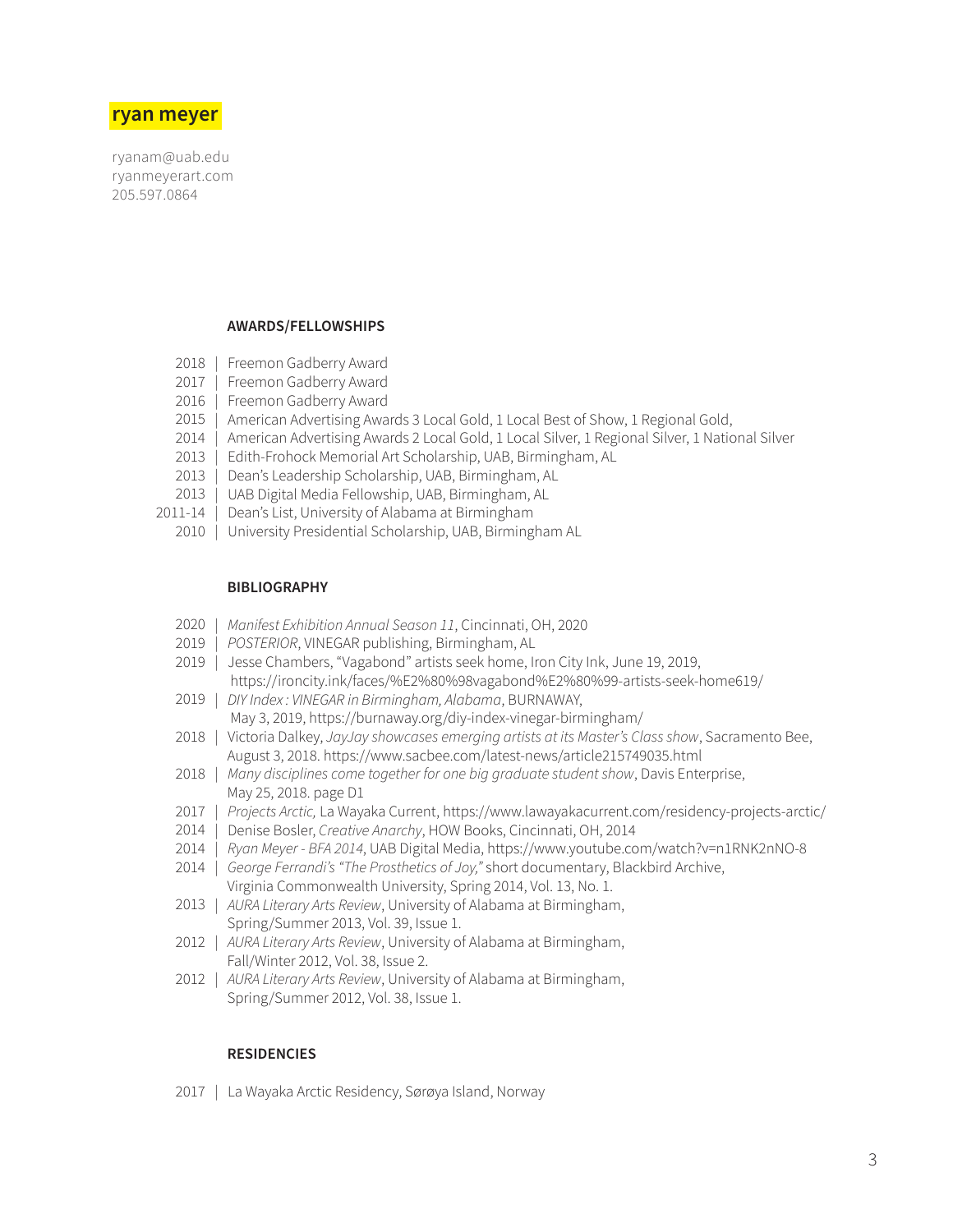**ryan meyer**

ryanam@uab.edu
ryanmeyerart.com
205.597.0864

## AWARDS/FELLOWSHIPS

- 2018 | Freemon Gadberry Award
- 2017 | Freemon Gadberry Award
- 2016 | Freemon Gadberry Award
- 2015 | American Advertising Awards 3 Local Gold, 1 Local Best of Show, 1 Regional Gold,
- 2014 | American Advertising Awards 2 Local Gold, 1 Local Silver, 1 Regional Silver, 1 National Silver
- 2013 | Edith-Frohock Memorial Art Scholarship, UAB, Birmingham, AL
- 2013 | Dean's Leadership Scholarship, UAB, Birmingham, AL
- 2013 | UAB Digital Media Fellowship, UAB, Birmingham, AL
- 2011-14 | Dean's List, University of Alabama at Birmingham
- 2010 | University Presidential Scholarship, UAB, Birmingham AL

## BIBLIOGRAPHY

- 2020 | *Manifest Exhibition Annual Season 11*, Cincinnati, OH, 2020
- 2019 | *POSTERIOR*, VINEGAR publishing, Birmingham, AL
- 2019 | Jesse Chambers, "Vagabond" artists seek home, Iron City Ink, June 19, 2019, https://ironcity.ink/faces/%E2%80%98vagabond%E2%80%99-artists-seek-home619/
- 2019 | *DIY Index : VINEGAR in Birmingham, Alabama*, BURNAWAY, May 3, 2019, https://burnaway.org/diy-index-vinegar-birmingham/
- 2018 | Victoria Dalkey, *JayJay showcases emerging artists at its Master's Class show*, Sacramento Bee, August 3, 2018. https://www.sacbee.com/latest-news/article215749035.html
- 2018 | *Many disciplines come together for one big graduate student show*, Davis Enterprise, May 25, 2018. page D1
- 2017 | *Projects Arctic,* La Wayaka Current, https://www.lawayakacurrent.com/residency-projects-arctic/
- 2014 | Denise Bosler, *Creative Anarchy*, HOW Books, Cincinnati, OH, 2014
- 2014 | *Ryan Meyer - BFA 2014*, UAB Digital Media, https://www.youtube.com/watch?v=n1RNK2nNO-8
- 2014 | *George Ferrandi's "The Prosthetics of Joy,"* short documentary, Blackbird Archive, Virginia Commonwealth University, Spring 2014, Vol. 13, No. 1.
- 2013 | *AURA Literary Arts Review*, University of Alabama at Birmingham, Spring/Summer 2013, Vol. 39, Issue 1.
- 2012 | *AURA Literary Arts Review*, University of Alabama at Birmingham, Fall/Winter 2012, Vol. 38, Issue 2.
- 2012 | *AURA Literary Arts Review*, University of Alabama at Birmingham, Spring/Summer 2012, Vol. 38, Issue 1.

## RESIDENCIES

- 2017 | La Wayaka Arctic Residency, Sørøya Island, Norway